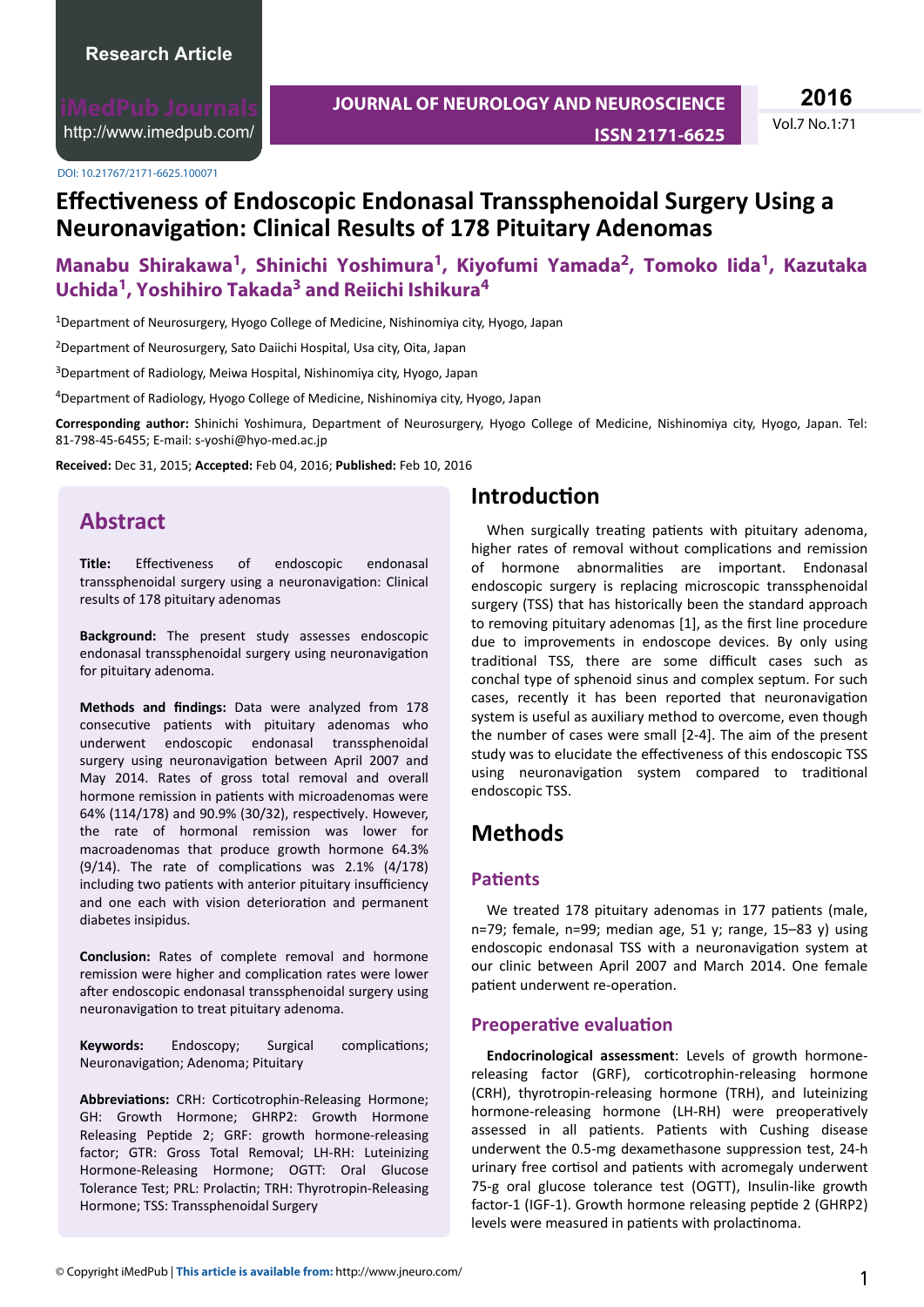Research Article

DOI: 10.21767/2171-6625.100071

# Effectiveness of Endoscopic Endonasal Transsphenoidal Surgery Using a Neuronavigation: Clinical Results of 178 Pituitary Adenomas

**Manabu Shirakawa[1], Shinichi Yoshimura[1], Kiyofumi Yamada[2], Tomoko Iida[1], Kazutaka Uchida[1], Yoshihiro Takada[3] and Reiichi Ishikura[4]**

[1]Department of Neurosurgery, Hyogo College of Medicine, Nishinomiya city, Hyogo, Japan

[2]Department of Neurosurgery, Sato Daiichi Hospital, Usa city, Oita, Japan

[3]Department of Radiology, Meiwa Hospital, Nishinomiya city, Hyogo, Japan

[4]Department of Radiology, Hyogo College of Medicine, Nishinomiya city, Hyogo, Japan

**Corresponding author:** Shinichi Yoshimura, Department of Neurosurgery, Hyogo College of Medicine, Nishinomiya city, Hyogo, Japan. Tel: 81-798-45-6455; E-mail: s-yoshi@hyo-med.ac.jp

**Received:** Dec 31, 2015; **Accepted:** Feb 04, 2016; **Published:** Feb 10, 2016

## Abstract

**Title:** Effectiveness of endoscopic endonasal transsphenoidal surgery using a neuronavigation: Clinical results of 178 pituitary adenomas

**Background:** The present study assesses endoscopic endonasal transsphenoidal surgery using neuronavigation for pituitary adenoma.

**Methods and findings:** Data were analyzed from 178 consecutive patients with pituitary adenomas who underwent endoscopic endonasal transsphenoidal surgery using neuronavigation between April 2007 and May 2014. Rates of gross total removal and overall hormone remission in patients with microadenomas were 64% (114/178) and 90.9% (30/32), respectively. However, the rate of hormonal remission was lower for macroadenomas that produce growth hormone 64.3% (9/14). The rate of complications was 2.1% (4/178) including two patients with anterior pituitary insufficiency and one each with vision deterioration and permanent diabetes insipidus.

**Conclusion:** Rates of complete removal and hormone remission were higher and complication rates were lower after endoscopic endonasal transsphenoidal surgery using neuronavigation to treat pituitary adenoma.

**Keywords:** Endoscopy; Surgical complications; Neuronavigation; Adenoma; Pituitary

**Abbreviations:** CRH: Corticotrophin-Releasing Hormone; GH: Growth Hormone; GHRP2: Growth Hormone Releasing Peptide 2; GRF: growth hormone-releasing factor; GTR: Gross Total Removal; LH-RH: Luteinizing Hormone-Releasing Hormone; OGTT: Oral Glucose Tolerance Test; PRL: Prolactin; TRH: Thyrotropin-Releasing Hormone; TSS: Transsphenoidal Surgery

## Introduction

When surgically treating patients with pituitary adenoma, higher rates of removal without complications and remission of hormone abnormalities are important. Endonasal endoscopic surgery is replacing microscopic transsphenoidal surgery (TSS) that has historically been the standard approach to removing pituitary adenomas [1], as the first line procedure due to improvements in endoscope devices. By only using traditional TSS, there are some difficult cases such as conchal type of sphenoid sinus and complex septum. For such cases, recently it has been reported that neuronavigation system is useful as auxiliary method to overcome, even though the number of cases were small [2-4]. The aim of the present study was to elucidate the effectiveness of this endoscopic TSS using neuronavigation system compared to traditional endoscopic TSS.

## Methods

### Patients

We treated 178 pituitary adenomas in 177 patients (male, n=79; female, n=99; median age, 51 y; range, 15–83 y) using endoscopic endonasal TSS with a neuronavigation system at our clinic between April 2007 and March 2014. One female patient underwent re-operation.

### Preoperative evaluation

**Endocrinological assessment**: Levels of growth hormone-releasing factor (GRF), corticotrophin-releasing hormone (CRH), thyrotropin-releasing hormone (TRH), and luteinizing hormone-releasing hormone (LH-RH) were preoperatively assessed in all patients. Patients with Cushing disease underwent the 0.5-mg dexamethasone suppression test, 24-h urinary free cortisol and patients with acromegaly underwent 75-g oral glucose tolerance test (OGTT), Insulin-like growth factor-1 (IGF-1). Growth hormone releasing peptide 2 (GHRP2) levels were measured in patients with prolactinoma.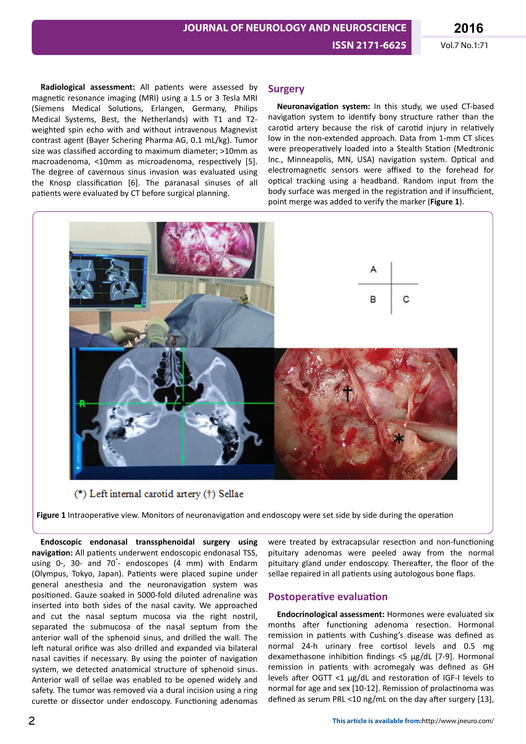**Radiological assessment:** All patients were assessed by magnetic resonance imaging (MRI) using a 1.5 or 3 Tesla MRI (Siemens Medical Solutions, Erlangen, Germany, Philips Medical Systems, Best, the Netherlands) with T1 and T2-weighted spin echo with and without intravenous Magnevist contrast agent (Bayer Schering Pharma AG, 0.1 mL/kg). Tumor size was classified according to maximum diameter; >10mm as macroadenoma, <10mm as microadenoma, respectively [5]. The degree of cavernous sinus invasion was evaluated using the Knosp classification [6]. The paranasal sinuses of all patients were evaluated by CT before surgical planning.

## Surgery

**Neuronavigation system:** In this study, we used CT-based navigation system to identify bony structure rather than the carotid artery because the risk of carotid injury in relatively low in the non-extended approach. Data from 1-mm CT slices were preoperatively loaded into a Stealth Station (Medtronic Inc., Minneapolis, MN, USA) navigation system. Optical and electromagnetic sensors were affixed to the forehead for optical tracking using a headband. Random input from the body surface was merged in the registration and if insufficient, point merge was added to verify the marker (**Figure 1**).

(*) Left internal carotid artery (†) Sellae

**Figure 1** Intraoperative view. Monitors of neuronavigation and endoscopy were set side by side during the operation

**Endoscopic endonasal transsphenoidal surgery using navigation:** All patients underwent endoscopic endonasal TSS, using 0-, 30- and 70°- endoscopes (4 mm) with Endarm (Olympus, Tokyo, Japan). Patients were placed supine under general anesthesia and the neuronavigation system was positioned. Gauze soaked in 5000-fold diluted adrenaline was inserted into both sides of the nasal cavity. We approached and cut the nasal septum mucosa via the right nostril, separated the submucosa of the nasal septum from the anterior wall of the sphenoid sinus, and drilled the wall. The left natural orifice was also drilled and expanded via bilateral nasal cavities if necessary. By using the pointer of navigation system, we detected anatomical structure of sphenoid sinus. Anterior wall of sellae was enabled to be opened widely and safety. The tumor was removed via a dural incision using a ring curette or dissector under endoscopy. Functioning adenomas were treated by extracapsular resection and non-functioning pituitary adenomas were peeled away from the normal pituitary gland under endoscopy. Thereafter, the floor of the sellae repaired in all patients using autologous bone flaps.

## Postoperative evaluation

**Endocrinological assessment:** Hormones were evaluated six months after functioning adenoma resection. Hormonal remission in patients with Cushing's disease was defined as normal 24-h urinary free cortisol levels and 0.5 mg dexamethasone inhibition findings <5 μg/dL [7-9]. Hormonal remission in patients with acromegaly was defined as GH levels after OGTT <1 μg/dL and restoration of IGF-I levels to normal for age and sex [10-12]. Remission of prolactinoma was defined as serum PRL <10 ng/mL on the day after surgery [13],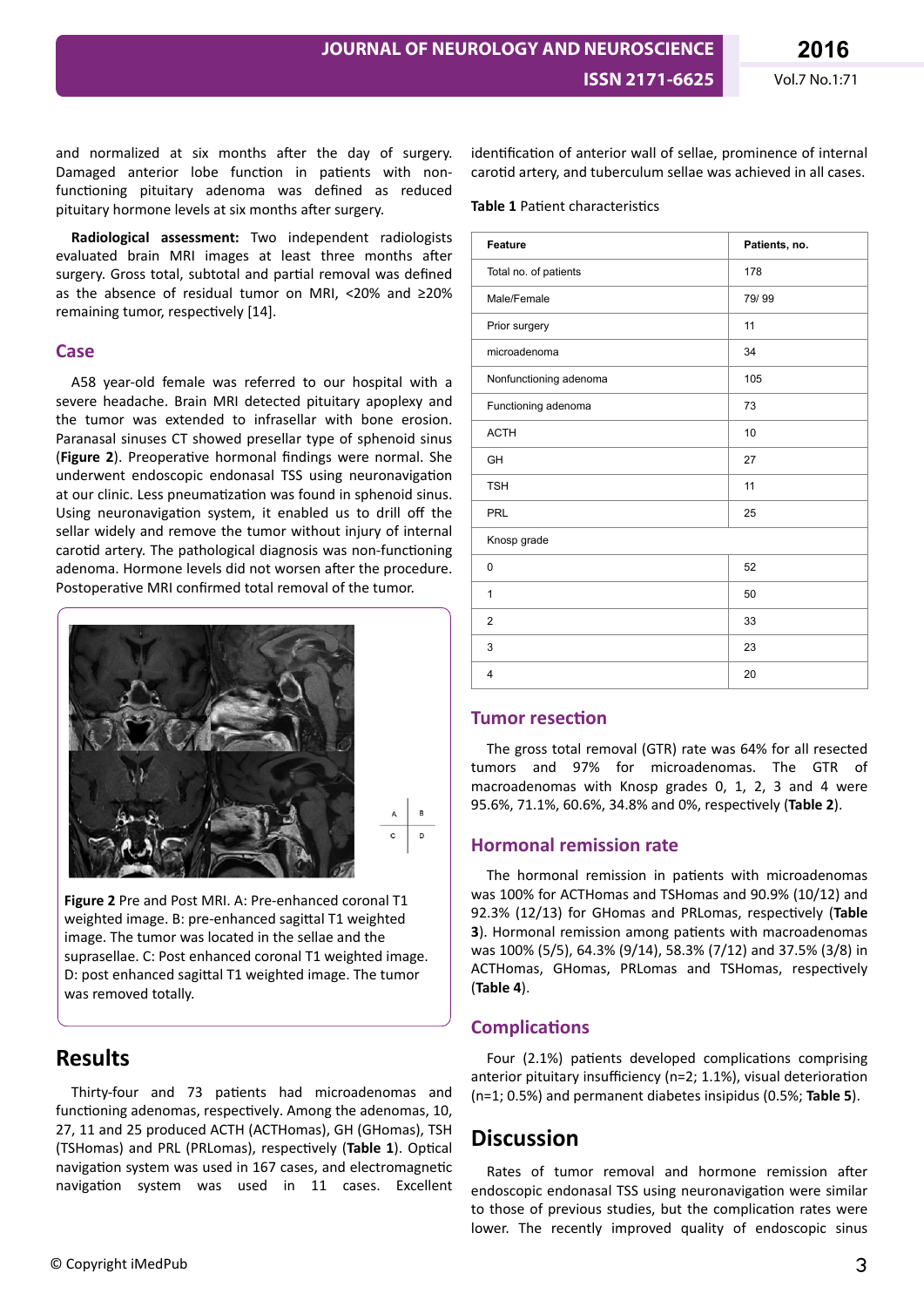and normalized at six months after the day of surgery. Damaged anterior lobe function in patients with non-functioning pituitary adenoma was defined as reduced pituitary hormone levels at six months after surgery.

**Radiological assessment:** Two independent radiologists evaluated brain MRI images at least three months after surgery. Gross total, subtotal and partial removal was defined as the absence of residual tumor on MRI, <20% and ≥20% remaining tumor, respectively [14].

## Case

A58 year-old female was referred to our hospital with a severe headache. Brain MRI detected pituitary apoplexy and the tumor was extended to infrasellar with bone erosion. Paranasal sinuses CT showed presellar type of sphenoid sinus (**Figure 2**). Preoperative hormonal findings were normal. She underwent endoscopic endonasal TSS using neuronavigation at our clinic. Less pneumatization was found in sphenoid sinus. Using neuronavigation system, it enabled us to drill off the sellar widely and remove the tumor without injury of internal carotid artery. The pathological diagnosis was non-functioning adenoma. Hormone levels did not worsen after the procedure. Postoperative MRI confirmed total removal of the tumor.

**Figure 2** Pre and Post MRI. A: Pre-enhanced coronal T1 weighted image. B: pre-enhanced sagittal T1 weighted image. The tumor was located in the sellae and the suprasellae. C: Post enhanced coronal T1 weighted image. D: post enhanced sagittal T1 weighted image. The tumor was removed totally.

# Results

Thirty-four and 73 patients had microadenomas and functioning adenomas, respectively. Among the adenomas, 10, 27, 11 and 25 produced ACTH (ACTHomas), GH (GHomas), TSH (TSHomas) and PRL (PRLomas), respectively (**Table 1**). Optical navigation system was used in 167 cases, and electromagnetic navigation system was used in 11 cases. Excellent identification of anterior wall of sellae, prominence of internal carotid artery, and tuberculum sellae was achieved in all cases.

**Table 1** Patient characteristics

| Feature | Patients, no. |
|---|---|
| Total no. of patients | 178 |
| Male/Female | 79/ 99 |
| Prior surgery | 11 |
| microadenoma | 34 |
| Nonfunctioning adenoma | 105 |
| Functioning adenoma | 73 |
| ACTH | 10 |
| GH | 27 |
| TSH | 11 |
| PRL | 25 |
| Knosp grade | |
| 0 | 52 |
| 1 | 50 |
| 2 | 33 |
| 3 | 23 |
| 4 | 20 |

## Tumor resection

The gross total removal (GTR) rate was 64% for all resected tumors and 97% for microadenomas. The GTR of macroadenomas with Knosp grades 0, 1, 2, 3 and 4 were 95.6%, 71.1%, 60.6%, 34.8% and 0%, respectively (**Table 2**).

## Hormonal remission rate

The hormonal remission in patients with microadenomas was 100% for ACTHomas and TSHomas and 90.9% (10/12) and 92.3% (12/13) for GHomas and PRLomas, respectively (**Table 3**). Hormonal remission among patients with macroadenomas was 100% (5/5), 64.3% (9/14), 58.3% (7/12) and 37.5% (3/8) in ACTHomas, GHomas, PRLomas and TSHomas, respectively (**Table 4**).

## Complications

Four (2.1%) patients developed complications comprising anterior pituitary insufficiency (n=2; 1.1%), visual deterioration (n=1; 0.5%) and permanent diabetes insipidus (0.5%; **Table 5**).

# Discussion

Rates of tumor removal and hormone remission after endoscopic endonasal TSS using neuronavigation were similar to those of previous studies, but the complication rates were lower. The recently improved quality of endoscopic sinus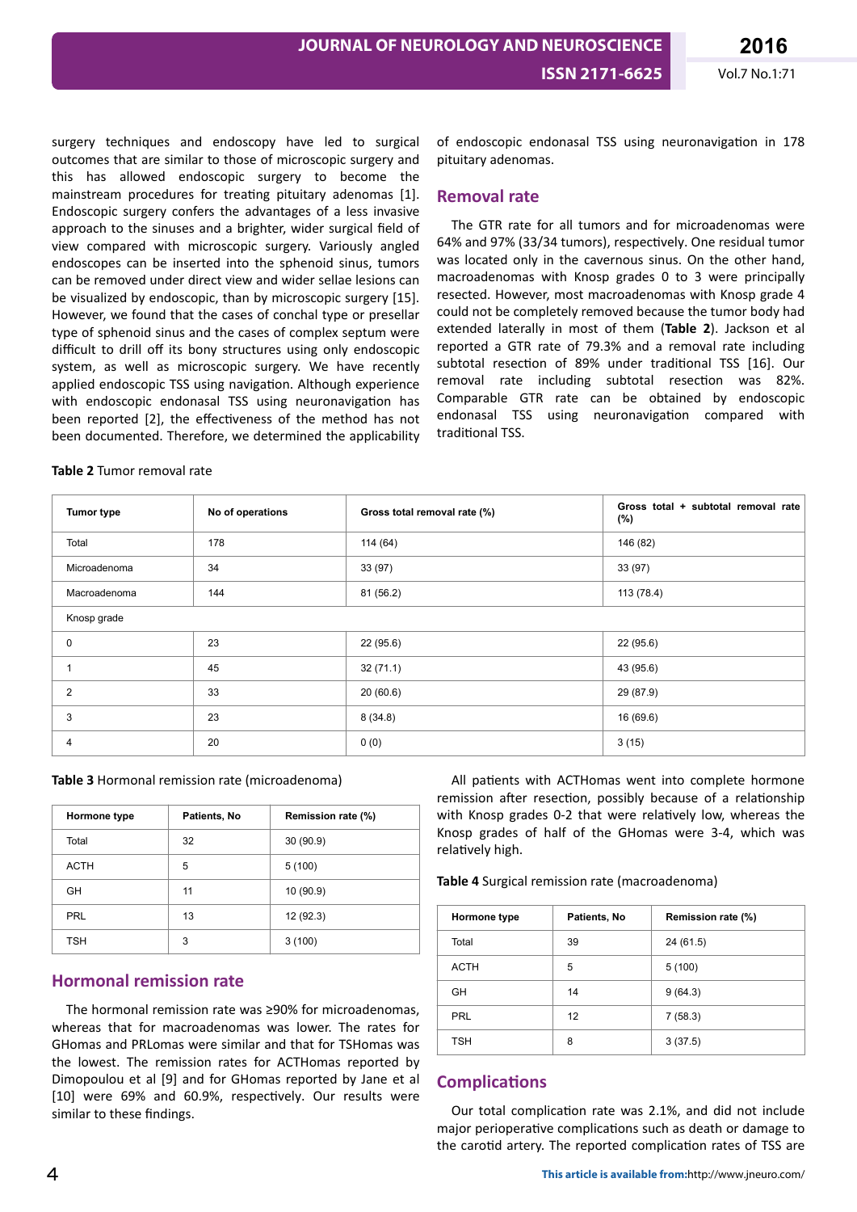surgery techniques and endoscopy have led to surgical outcomes that are similar to those of microscopic surgery and this has allowed endoscopic surgery to become the mainstream procedures for treating pituitary adenomas [1]. Endoscopic surgery confers the advantages of a less invasive approach to the sinuses and a brighter, wider surgical field of view compared with microscopic surgery. Variously angled endoscopes can be inserted into the sphenoid sinus, tumors can be removed under direct view and wider sellae lesions can be visualized by endoscopic, than by microscopic surgery [15]. However, we found that the cases of conchal type or presellar type of sphenoid sinus and the cases of complex septum were difficult to drill off its bony structures using only endoscopic system, as well as microscopic surgery. We have recently applied endoscopic TSS using navigation. Although experience with endoscopic endonasal TSS using neuronavigation has been reported [2], the effectiveness of the method has not been documented. Therefore, we determined the applicability of endoscopic endonasal TSS using neuronavigation in 178 pituitary adenomas.

## Removal rate

The GTR rate for all tumors and for microadenomas were 64% and 97% (33/34 tumors), respectively. One residual tumor was located only in the cavernous sinus. On the other hand, macroadenomas with Knosp grades 0 to 3 were principally resected. However, most macroadenomas with Knosp grade 4 could not be completely removed because the tumor body had extended laterally in most of them (**Table 2**). Jackson et al reported a GTR rate of 79.3% and a removal rate including subtotal resection of 89% under traditional TSS [16]. Our removal rate including subtotal resection was 82%. Comparable GTR rate can be obtained by endoscopic endonasal TSS using neuronavigation compared with traditional TSS.

**Table 2** Tumor removal rate

| Tumor type | No of operations | Gross total removal rate (%) | Gross total + subtotal removal rate (%) |
|---|---|---|---|
| Total | 178 | 114 (64) | 146 (82) |
| Microadenoma | 34 | 33 (97) | 33 (97) |
| Macroadenoma | 144 | 81 (56.2) | 113 (78.4) |
| Knosp grade | | | |
| 0 | 23 | 22 (95.6) | 22 (95.6) |
| 1 | 45 | 32 (71.1) | 43 (95.6) |
| 2 | 33 | 20 (60.6) | 29 (87.9) |
| 3 | 23 | 8 (34.8) | 16 (69.6) |
| 4 | 20 | 0 (0) | 3 (15) |

**Table 3** Hormonal remission rate (microadenoma)

| Hormone type | Patients, No | Remission rate (%) |
|---|---|---|
| Total | 32 | 30 (90.9) |
| ACTH | 5 | 5 (100) |
| GH | 11 | 10 (90.9) |
| PRL | 13 | 12 (92.3) |
| TSH | 3 | 3 (100) |

## Hormonal remission rate

The hormonal remission rate was ≥90% for microadenomas, whereas that for macroadenomas was lower. The rates for GHomas and PRLomas were similar and that for TSHomas was the lowest. The remission rates for ACTHomas reported by Dimopoulou et al [9] and for GHomas reported by Jane et al [10] were 69% and 60.9%, respectively. Our results were similar to these findings.

All patients with ACTHomas went into complete hormone remission after resection, possibly because of a relationship with Knosp grades 0-2 that were relatively low, whereas the Knosp grades of half of the GHomas were 3-4, which was relatively high.

**Table 4** Surgical remission rate (macroadenoma)

| Hormone type | Patients, No | Remission rate (%) |
|---|---|---|
| Total | 39 | 24 (61.5) |
| ACTH | 5 | 5 (100) |
| GH | 14 | 9 (64.3) |
| PRL | 12 | 7 (58.3) |
| TSH | 8 | 3 (37.5) |

## Complications

Our total complication rate was 2.1%, and did not include major perioperative complications such as death or damage to the carotid artery. The reported complication rates of TSS are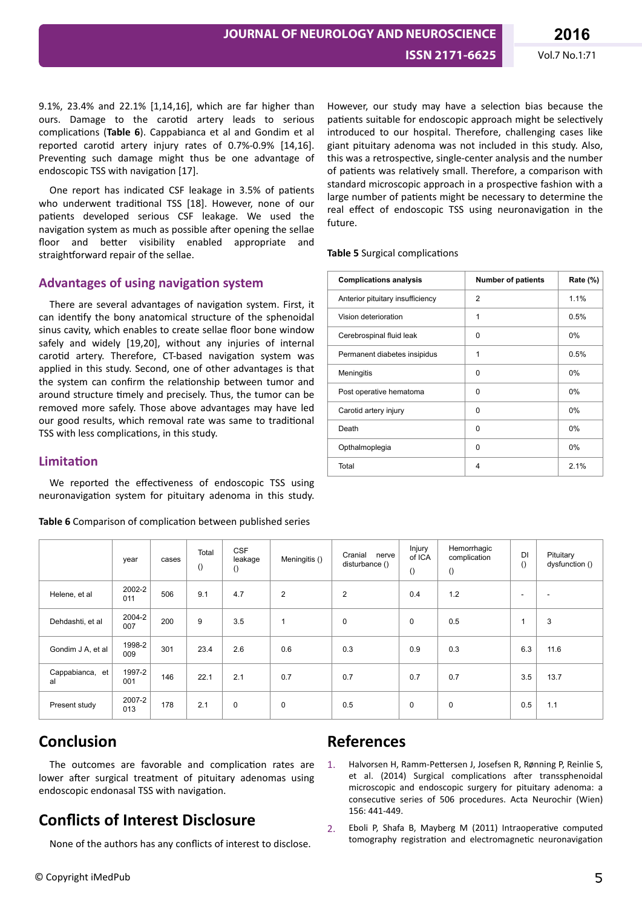9.1%, 23.4% and 22.1% [1,14,16], which are far higher than ours. Damage to the carotid artery leads to serious complications (**Table 6**). Cappabianca et al and Gondim et al reported carotid artery injury rates of 0.7%-0.9% [14,16]. Preventing such damage might thus be one advantage of endoscopic TSS with navigation [17].

One report has indicated CSF leakage in 3.5% of patients who underwent traditional TSS [18]. However, none of our patients developed serious CSF leakage. We used the navigation system as much as possible after opening the sellae floor and better visibility enabled appropriate and straightforward repair of the sellae.

## Advantages of using navigation system

There are several advantages of navigation system. First, it can identify the bony anatomical structure of the sphenoidal sinus cavity, which enables to create sellae floor bone window safely and widely [19,20], without any injuries of internal carotid artery. Therefore, CT-based navigation system was applied in this study. Second, one of other advantages is that the system can confirm the relationship between tumor and around structure timely and precisely. Thus, the tumor can be removed more safely. Those above advantages may have led our good results, which removal rate was same to traditional TSS with less complications, in this study.

## Limitation

We reported the effectiveness of endoscopic TSS using neuronavigation system for pituitary adenoma in this study. However, our study may have a selection bias because the patients suitable for endoscopic approach might be selectively introduced to our hospital. Therefore, challenging cases like giant pituitary adenoma was not included in this study. Also, this was a retrospective, single-center analysis and the number of patients was relatively small. Therefore, a comparison with standard microscopic approach in a prospective fashion with a large number of patients might be necessary to determine the real effect of endoscopic TSS using neuronavigation in the future.

**Table 5** Surgical complications

| Complications analysis | Number of patients | Rate (%) |
|---|---|---|
| Anterior pituitary insufficiency | 2 | 1.1% |
| Vision deterioration | 1 | 0.5% |
| Cerebrospinal fluid leak | 0 | 0% |
| Permanent diabetes insipidus | 1 | 0.5% |
| Meningitis | 0 | 0% |
| Post operative hematoma | 0 | 0% |
| Carotid artery injury | 0 | 0% |
| Death | 0 | 0% |
| Opthalmoplegia | 0 | 0% |
| Total | 4 | 2.1% |

**Table 6** Comparison of complication between published series

| | year | cases | Total () | CSF leakage () | Meningitis () | Cranial nerve disturbance () | Injury of ICA () | Hemorrhagic complication () | DI () | Pituitary dysfunction () |
|---|---|---|---|---|---|---|---|---|---|---|
| Helene, et al | 2002-2011 | 506 | 9.1 | 4.7 | 2 | 2 | 0.4 | 1.2 | - | - |
| Dehdashti, et al | 2004-2007 | 200 | 9 | 3.5 | 1 | 0 | 0 | 0.5 | 1 | 3 |
| Gondim J A, et al | 1998-2009 | 301 | 23.4 | 2.6 | 0.6 | 0.3 | 0.9 | 0.3 | 6.3 | 11.6 |
| Cappabianca, et al | 1997-2001 | 146 | 22.1 | 2.1 | 0.7 | 0.7 | 0.7 | 0.7 | 3.5 | 13.7 |
| Present study | 2007-2013 | 178 | 2.1 | 0 | 0 | 0.5 | 0 | 0 | 0.5 | 1.1 |

# Conclusion

The outcomes are favorable and complication rates are lower after surgical treatment of pituitary adenomas using endoscopic endonasal TSS with navigation.

# Conflicts of Interest Disclosure

None of the authors has any conflicts of interest to disclose.

# References

1. Halvorsen H, Ramm-Pettersen J, Josefsen R, Rønning P, Reinlie S, et al. (2014) Surgical complications after transsphenoidal microscopic and endoscopic surgery for pituitary adenoma: a consecutive series of 506 procedures. Acta Neurochir (Wien) 156: 441-449.
2. Eboli P, Shafa B, Mayberg M (2011) Intraoperative computed tomography registration and electromagnetic neuronavigation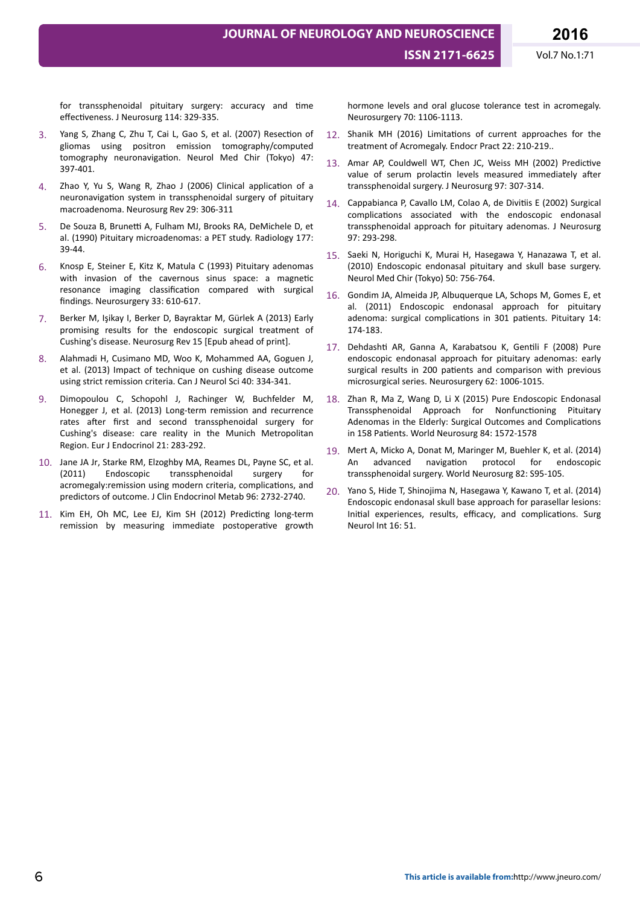for transsphenoidal pituitary surgery: accuracy and time effectiveness. J Neurosurg 114: 329-335.

3. Yang S, Zhang C, Zhu T, Cai L, Gao S, et al. (2007) Resection of gliomas using positron emission tomography/computed tomography neuronavigation. Neurol Med Chir (Tokyo) 47: 397-401.

4. Zhao Y, Yu S, Wang R, Zhao J (2006) Clinical application of a neuronavigation system in transsphenoidal surgery of pituitary macroadenoma. Neurosurg Rev 29: 306-311

5. De Souza B, Brunetti A, Fulham MJ, Brooks RA, DeMichele D, et al. (1990) Pituitary microadenomas: a PET study. Radiology 177: 39-44.

6. Knosp E, Steiner E, Kitz K, Matula C (1993) Pituitary adenomas with invasion of the cavernous sinus space: a magnetic resonance imaging classification compared with surgical findings. Neurosurgery 33: 610-617.

7. Berker M, Işikay I, Berker D, Bayraktar M, Gürlek A (2013) Early promising results for the endoscopic surgical treatment of Cushing's disease. Neurosurg Rev 15 [Epub ahead of print].

8. Alahmadi H, Cusimano MD, Woo K, Mohammed AA, Goguen J, et al. (2013) Impact of technique on cushing disease outcome using strict remission criteria. Can J Neurol Sci 40: 334-341.

9. Dimopoulou C, Schopohl J, Rachinger W, Buchfelder M, Honegger J, et al. (2013) Long-term remission and recurrence rates after first and second transsphenoidal surgery for Cushing's disease: care reality in the Munich Metropolitan Region. Eur J Endocrinol 21: 283-292.

10. Jane JA Jr, Starke RM, Elzoghby MA, Reames DL, Payne SC, et al. (2011) Endoscopic transsphenoidal surgery for acromegaly:remission using modern criteria, complications, and predictors of outcome. J Clin Endocrinol Metab 96: 2732-2740.

11. Kim EH, Oh MC, Lee EJ, Kim SH (2012) Predicting long-term remission by measuring immediate postoperative growth hormone levels and oral glucose tolerance test in acromegaly. Neurosurgery 70: 1106-1113.

12. Shanik MH (2016) Limitations of current approaches for the treatment of Acromegaly. Endocr Pract 22: 210-219..

13. Amar AP, Couldwell WT, Chen JC, Weiss MH (2002) Predictive value of serum prolactin levels measured immediately after transsphenoidal surgery. J Neurosurg 97: 307-314.

14. Cappabianca P, Cavallo LM, Colao A, de Divitiis E (2002) Surgical complications associated with the endoscopic endonasal transsphenoidal approach for pituitary adenomas. J Neurosurg 97: 293-298.

15. Saeki N, Horiguchi K, Murai H, Hasegawa Y, Hanazawa T, et al. (2010) Endoscopic endonasal pituitary and skull base surgery. Neurol Med Chir (Tokyo) 50: 756-764.

16. Gondim JA, Almeida JP, Albuquerque LA, Schops M, Gomes E, et al. (2011) Endoscopic endonasal approach for pituitary adenoma: surgical complications in 301 patients. Pituitary 14: 174-183.

17. Dehdashti AR, Ganna A, Karabatsou K, Gentili F (2008) Pure endoscopic endonasal approach for pituitary adenomas: early surgical results in 200 patients and comparison with previous microsurgical series. Neurosurgery 62: 1006-1015.

18. Zhan R, Ma Z, Wang D, Li X (2015) Pure Endoscopic Endonasal Transsphenoidal Approach for Nonfunctioning Pituitary Adenomas in the Elderly: Surgical Outcomes and Complications in 158 Patients. World Neurosurg 84: 1572-1578

19. Mert A, Micko A, Donat M, Maringer M, Buehler K, et al. (2014) An advanced navigation protocol for endoscopic transsphenoidal surgery. World Neurosurg 82: S95-105.

20. Yano S, Hide T, Shinojima N, Hasegawa Y, Kawano T, et al. (2014) Endoscopic endonasal skull base approach for parasellar lesions: Initial experiences, results, efficacy, and complications. Surg Neurol Int 16: 51.